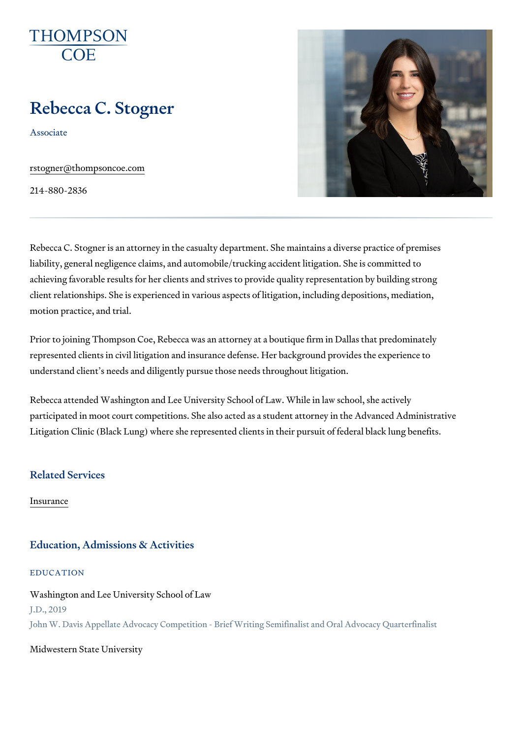THOMPSON COE

# Rebecca C. Stogner

Associate

rstogner@thompsoncoe.com

214-880-2836

Rebecca C. Stogner is an attorney in the casualty department. She maintains a diverse practice of premises liability, general negligence claims, and automobile/trucking accident litigation. She is committed to achieving favorable results for her clients and strives to provide quality representation by building strong client relationships. She is experienced in various aspects of litigation, including depositions, mediation, motion practice, and trial.

Prior to joining Thompson Coe, Rebecca was an attorney at a boutique firm in Dallas that predominately represented clients in civil litigation and insurance defense. Her background provides the experience to understand client's needs and diligently pursue those needs throughout litigation.

Rebecca attended Washington and Lee University School of Law. While in law school, she actively participated in moot court competitions. She also acted as a student attorney in the Advanced Administrative Litigation Clinic (Black Lung) where she represented clients in their pursuit of federal black lung benefits.

## Related Services

Insurance

## Education, Admissions & Activities

### EDUCATION

Washington and Lee University School of Law

J.D., 2019

John W. Davis Appellate Advocacy Competition - Brief Writing Semifinalist and Oral Advocacy Quarterfinalist

Midwestern State University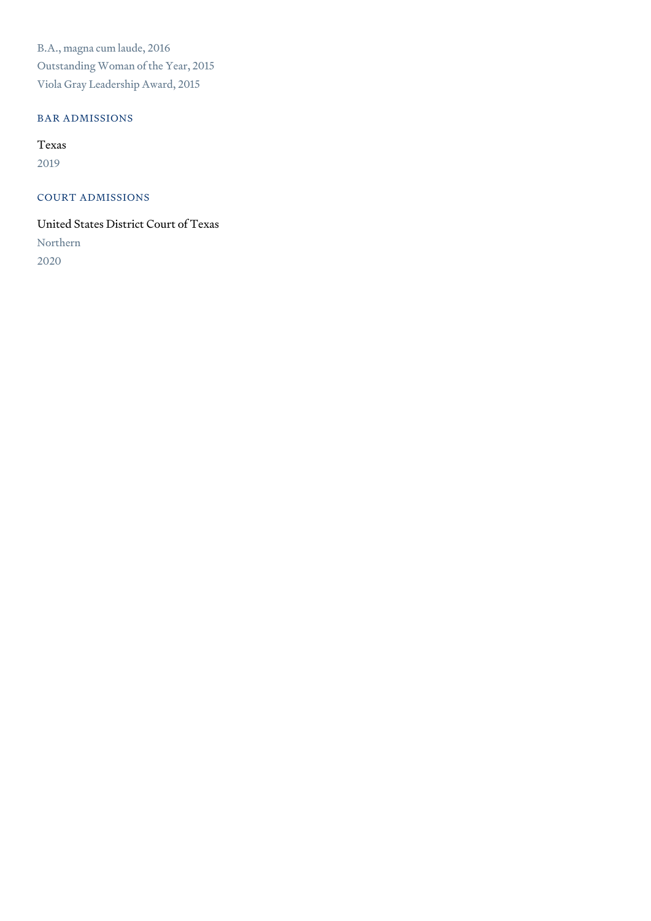B.A., magna cum laude, 2016
Outstanding Woman of the Year, 2015
Viola Gray Leadership Award, 2015

## BAR ADMISSIONS

Texas
2019

## COURT ADMISSIONS

United States District Court of Texas
Northern
2020